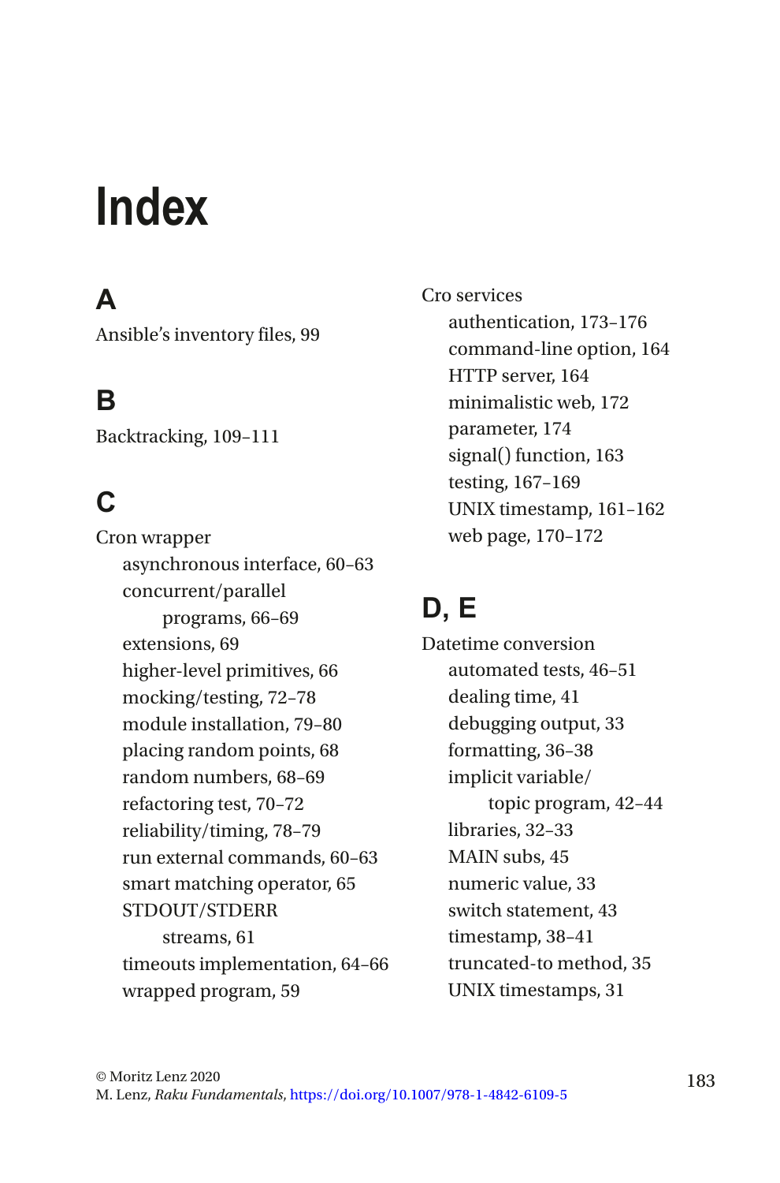# Index

## A

Ansible's inventory files, 99

## B

Backtracking, 109–111

## C

Cron wrapper
- asynchronous interface, 60–63
- concurrent/parallel programs, 66–69
- extensions, 69
- higher-level primitives, 66
- mocking/testing, 72–78
- module installation, 79–80
- placing random points, 68
- random numbers, 68–69
- refactoring test, 70–72
- reliability/timing, 78–79
- run external commands, 60–63
- smart matching operator, 65
- STDOUT/STDERR streams, 61
- timeouts implementation, 64–66
- wrapped program, 59

Cro services
- authentication, 173–176
- command-line option, 164
- HTTP server, 164
- minimalistic web, 172
- parameter, 174
- signal() function, 163
- testing, 167–169
- UNIX timestamp, 161–162
- web page, 170–172

## D, E

Datetime conversion
- automated tests, 46–51
- dealing time, 41
- debugging output, 33
- formatting, 36–38
- implicit variable/topic program, 42–44
- libraries, 32–33
- MAIN subs, 45
- numeric value, 33
- switch statement, 43
- timestamp, 38–41
- truncated-to method, 35
- UNIX timestamps, 31

© Moritz Lenz 2020
M. Lenz, *Raku Fundamentals*, https://doi.org/10.1007/978-1-4842-6109-5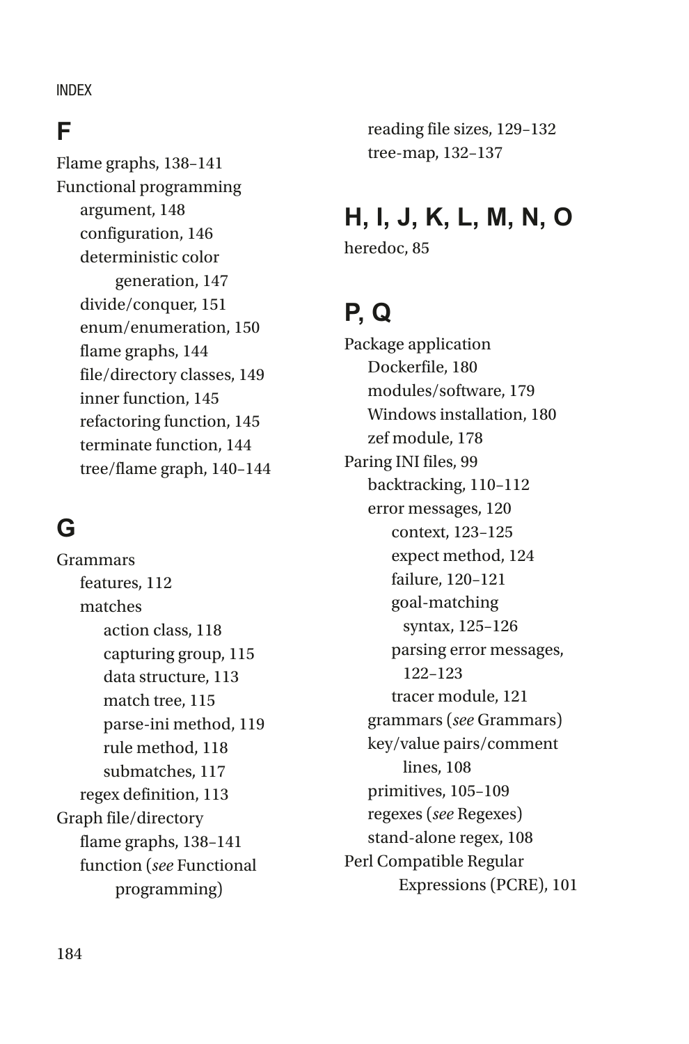# F

Flame graphs, 138–141
Functional programming
  argument, 148
  configuration, 146
  deterministic color generation, 147
  divide/conquer, 151
  enum/enumeration, 150
  flame graphs, 144
  file/directory classes, 149
  inner function, 145
  refactoring function, 145
  terminate function, 144
  tree/flame graph, 140–144

# G

Grammars
  features, 112
  matches
    action class, 118
    capturing group, 115
    data structure, 113
    match tree, 115
    parse-ini method, 119
    rule method, 118
    submatches, 117
  regex definition, 113
Graph file/directory
  flame graphs, 138–141
  function (*see* Functional programming)
  reading file sizes, 129–132
  tree-map, 132–137

# H, I, J, K, L, M, N, O

heredoc, 85

# P, Q

Package application
  Dockerfile, 180
  modules/software, 179
  Windows installation, 180
  zef module, 178
Paring INI files, 99
  backtracking, 110–112
  error messages, 120
    context, 123–125
    expect method, 124
    failure, 120–121
    goal-matching syntax, 125–126
    parsing error messages, 122–123
    tracer module, 121
  grammars (*see* Grammars)
  key/value pairs/comment lines, 108
  primitives, 105–109
  regexes (*see* Regexes)
  stand-alone regex, 108
Perl Compatible Regular Expressions (PCRE), 101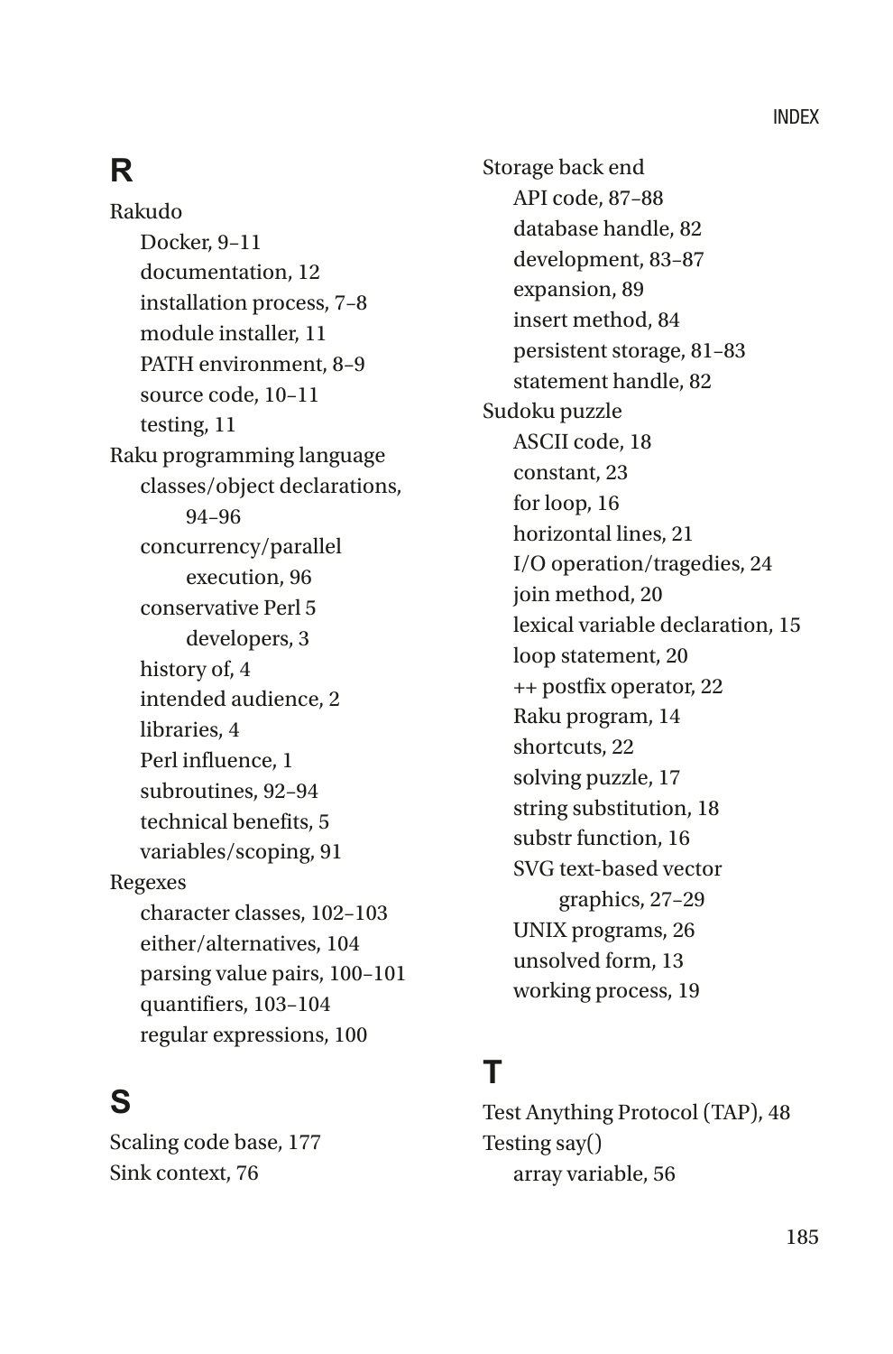## R

Rakudo
- Docker, 9–11
- documentation, 12
- installation process, 7–8
- module installer, 11
- PATH environment, 8–9
- source code, 10–11
- testing, 11

Raku programming language
- classes/object declarations, 94–96
- concurrency/parallel execution, 96
- conservative Perl 5 developers, 3
- history of, 4
- intended audience, 2
- libraries, 4
- Perl influence, 1
- subroutines, 92–94
- technical benefits, 5
- variables/scoping, 91

Regexes
- character classes, 102–103
- either/alternatives, 104
- parsing value pairs, 100–101
- quantifiers, 103–104
- regular expressions, 100

## S

Scaling code base, 177

Sink context, 76

Storage back end
- API code, 87–88
- database handle, 82
- development, 83–87
- expansion, 89
- insert method, 84
- persistent storage, 81–83
- statement handle, 82

Sudoku puzzle
- ASCII code, 18
- constant, 23
- for loop, 16
- horizontal lines, 21
- I/O operation/tragedies, 24
- join method, 20
- lexical variable declaration, 15
- loop statement, 20
- ++ postfix operator, 22
- Raku program, 14
- shortcuts, 22
- solving puzzle, 17
- string substitution, 18
- substr function, 16
- SVG text-based vector graphics, 27–29
- UNIX programs, 26
- unsolved form, 13
- working process, 19

## T

Test Anything Protocol (TAP), 48

Testing say()
- array variable, 56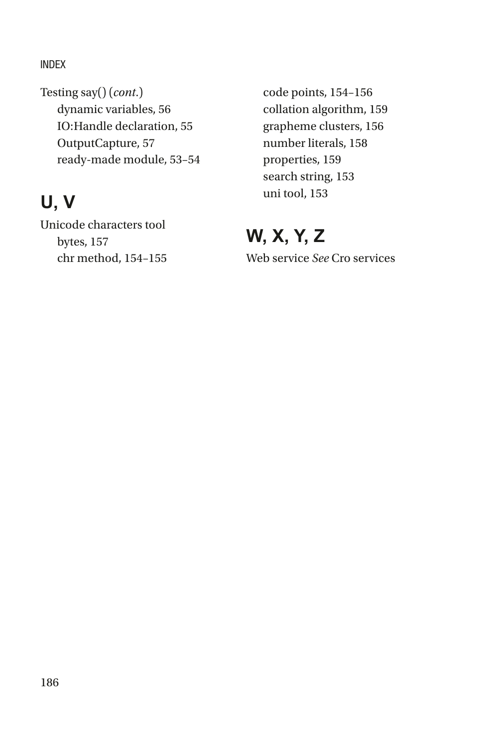Testing say() (*cont.*)
- dynamic variables, 56
- IO:Handle declaration, 55
- OutputCapture, 57
- ready-made module, 53–54

## U, V

Unicode characters tool
- bytes, 157
- chr method, 154–155
- code points, 154–156
- collation algorithm, 159
- grapheme clusters, 156
- number literals, 158
- properties, 159
- search string, 153
- uni tool, 153

## W, X, Y, Z

Web service *See* Cro services